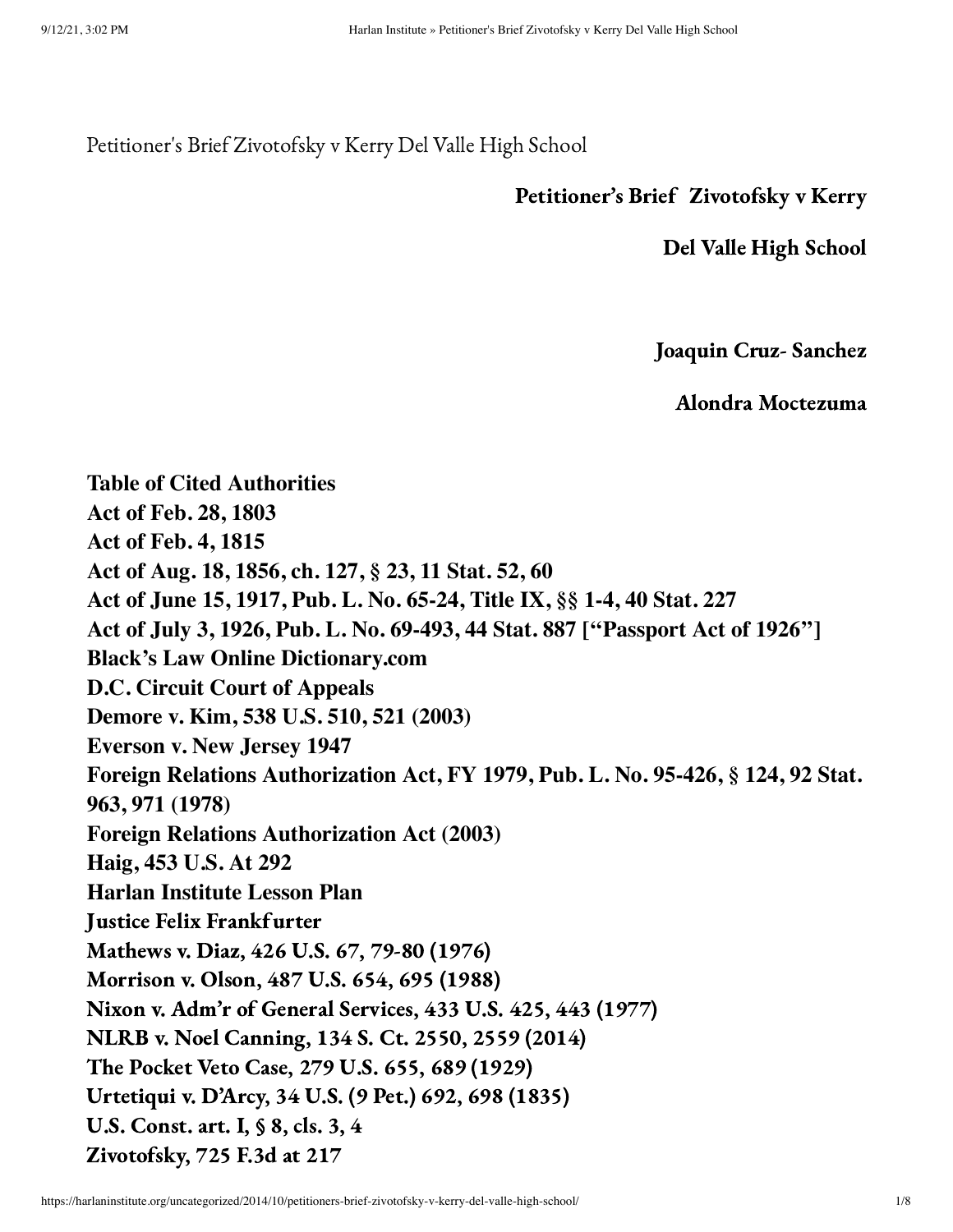Petitioner's Brief Zivotofsky v Kerry Del Valle High School

**Petitioner's Brief Zivotofsky v Kerry**

**Del Valle High School**

**Joaquin Cruz- Sanchez**

**Alondra Moctezuma**

**Table of Cited Authorities**
**Act of Feb. 28, 1803**
**Act of Feb. 4, 1815**
**Act of Aug. 18, 1856, ch. 127, § 23, 11 Stat. 52, 60**
**Act of June 15, 1917, Pub. L. No. 65-24, Title IX, §§ 1-4, 40 Stat. 227**
**Act of July 3, 1926, Pub. L. No. 69-493, 44 Stat. 887 ["Passport Act of 1926"]**
**Black's Law Online Dictionary.com**
**D.C. Circuit Court of Appeals**
**Demore v. Kim, 538 U.S. 510, 521 (2003)**
**Everson v. New Jersey 1947**
**Foreign Relations Authorization Act, FY 1979, Pub. L. No. 95-426, § 124, 92 Stat. 963, 971 (1978)**
**Foreign Relations Authorization Act (2003)**
**Haig, 453 U.S. At 292**
**Harlan Institute Lesson Plan**
**Justice Felix Frankfurter**
**Mathews v. Diaz, 426 U.S. 67, 79-80 (1976)**
**Morrison v. Olson, 487 U.S. 654, 695 (1988)**
**Nixon v. Adm'r of General Services, 433 U.S. 425, 443 (1977)**
**NLRB v. Noel Canning, 134 S. Ct. 2550, 2559 (2014)**
**The Pocket Veto Case, 279 U.S. 655, 689 (1929)**
**Urtetiqui v. D'Arcy, 34 U.S. (9 Pet.) 692, 698 (1835)**
**U.S. Const. art. I, § 8, cls. 3, 4**
**Zivotofsky, 725 F.3d at 217**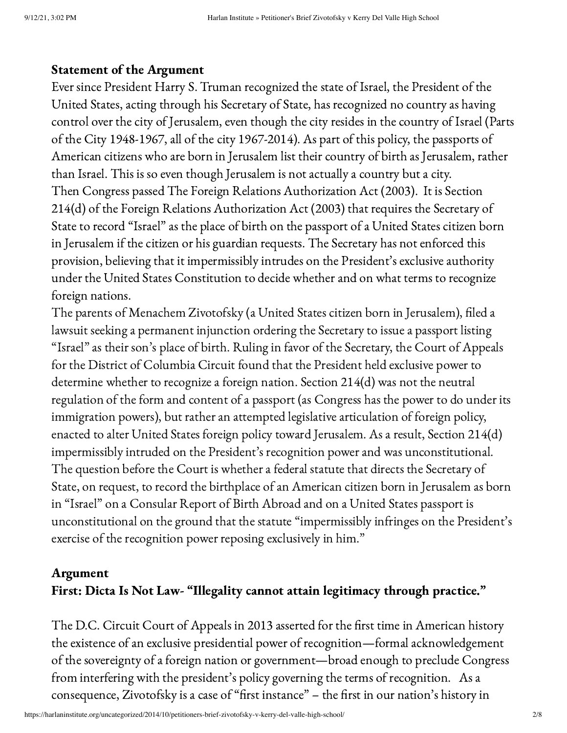### Statement of the Argument

Ever since President Harry S. Truman recognized the state of Israel, the President of the United States, acting through his Secretary of State, has recognized no country as having control over the city of Jerusalem, even though the city resides in the country of Israel (Parts of the City 1948-1967, all of the city 1967-2014). As part of this policy, the passports of American citizens who are born in Jerusalem list their country of birth as Jerusalem, rather than Israel. This is so even though Jerusalem is not actually a country but a city.

Then Congress passed The Foreign Relations Authorization Act (2003). It is Section 214(d) of the Foreign Relations Authorization Act (2003) that requires the Secretary of State to record "Israel" as the place of birth on the passport of a United States citizen born in Jerusalem if the citizen or his guardian requests. The Secretary has not enforced this provision, believing that it impermissibly intrudes on the President's exclusive authority under the United States Constitution to decide whether and on what terms to recognize foreign nations.

The parents of Menachem Zivotofsky (a United States citizen born in Jerusalem), filed a lawsuit seeking a permanent injunction ordering the Secretary to issue a passport listing "Israel" as their son's place of birth. Ruling in favor of the Secretary, the Court of Appeals for the District of Columbia Circuit found that the President held exclusive power to determine whether to recognize a foreign nation. Section 214(d) was not the neutral regulation of the form and content of a passport (as Congress has the power to do under its immigration powers), but rather an attempted legislative articulation of foreign policy, enacted to alter United States foreign policy toward Jerusalem. As a result, Section 214(d) impermissibly intruded on the President's recognition power and was unconstitutional.

The question before the Court is whether a federal statute that directs the Secretary of State, on request, to record the birthplace of an American citizen born in Jerusalem as born in "Israel" on a Consular Report of Birth Abroad and on a United States passport is unconstitutional on the ground that the statute "impermissibly infringes on the President's exercise of the recognition power reposing exclusively in him."

### Argument

### First: Dicta Is Not Law- "Illegality cannot attain legitimacy through practice."

The D.C. Circuit Court of Appeals in 2013 asserted for the first time in American history the existence of an exclusive presidential power of recognition—formal acknowledgement of the sovereignty of a foreign nation or government—broad enough to preclude Congress from interfering with the president's policy governing the terms of recognition. As a consequence, Zivotofsky is a case of "first instance" – the first in our nation's history in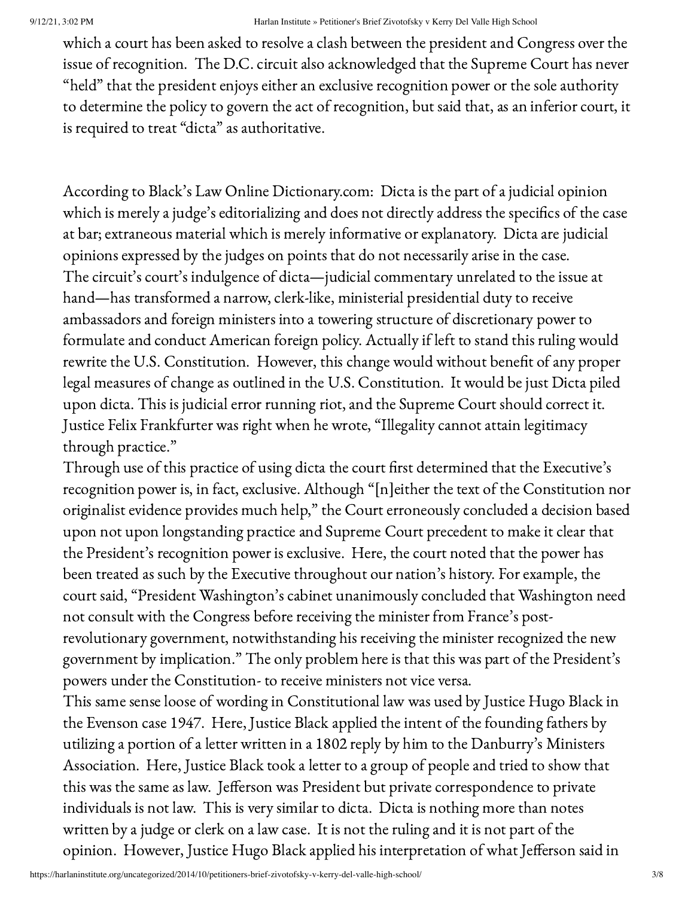which a court has been asked to resolve a clash between the president and Congress over the issue of recognition. The D.C. circuit also acknowledged that the Supreme Court has never "held" that the president enjoys either an exclusive recognition power or the sole authority to determine the policy to govern the act of recognition, but said that, as an inferior court, it is required to treat "dicta" as authoritative.

According to Black's Law Online Dictionary.com: Dicta is the part of a judicial opinion which is merely a judge's editorializing and does not directly address the specifics of the case at bar; extraneous material which is merely informative or explanatory. Dicta are judicial opinions expressed by the judges on points that do not necessarily arise in the case.
The circuit's court's indulgence of dicta—judicial commentary unrelated to the issue at hand—has transformed a narrow, clerk-like, ministerial presidential duty to receive ambassadors and foreign ministers into a towering structure of discretionary power to formulate and conduct American foreign policy. Actually if left to stand this ruling would rewrite the U.S. Constitution. However, this change would without benefit of any proper legal measures of change as outlined in the U.S. Constitution. It would be just Dicta piled upon dicta. This is judicial error running riot, and the Supreme Court should correct it. Justice Felix Frankfurter was right when he wrote, "Illegality cannot attain legitimacy through practice."
Through use of this practice of using dicta the court first determined that the Executive's recognition power is, in fact, exclusive. Although "[n]either the text of the Constitution nor originalist evidence provides much help," the Court erroneously concluded a decision based upon not upon longstanding practice and Supreme Court precedent to make it clear that the President's recognition power is exclusive. Here, the court noted that the power has been treated as such by the Executive throughout our nation's history. For example, the court said, "President Washington's cabinet unanimously concluded that Washington need not consult with the Congress before receiving the minister from France's post-revolutionary government, notwithstanding his receiving the minister recognized the new government by implication." The only problem here is that this was part of the President's powers under the Constitution- to receive ministers not vice versa.
This same sense loose of wording in Constitutional law was used by Justice Hugo Black in the Evenson case 1947. Here, Justice Black applied the intent of the founding fathers by utilizing a portion of a letter written in a 1802 reply by him to the Danburry's Ministers Association. Here, Justice Black took a letter to a group of people and tried to show that this was the same as law. Jefferson was President but private correspondence to private individuals is not law. This is very similar to dicta. Dicta is nothing more than notes written by a judge or clerk on a law case. It is not the ruling and it is not part of the opinion. However, Justice Hugo Black applied his interpretation of what Jefferson said in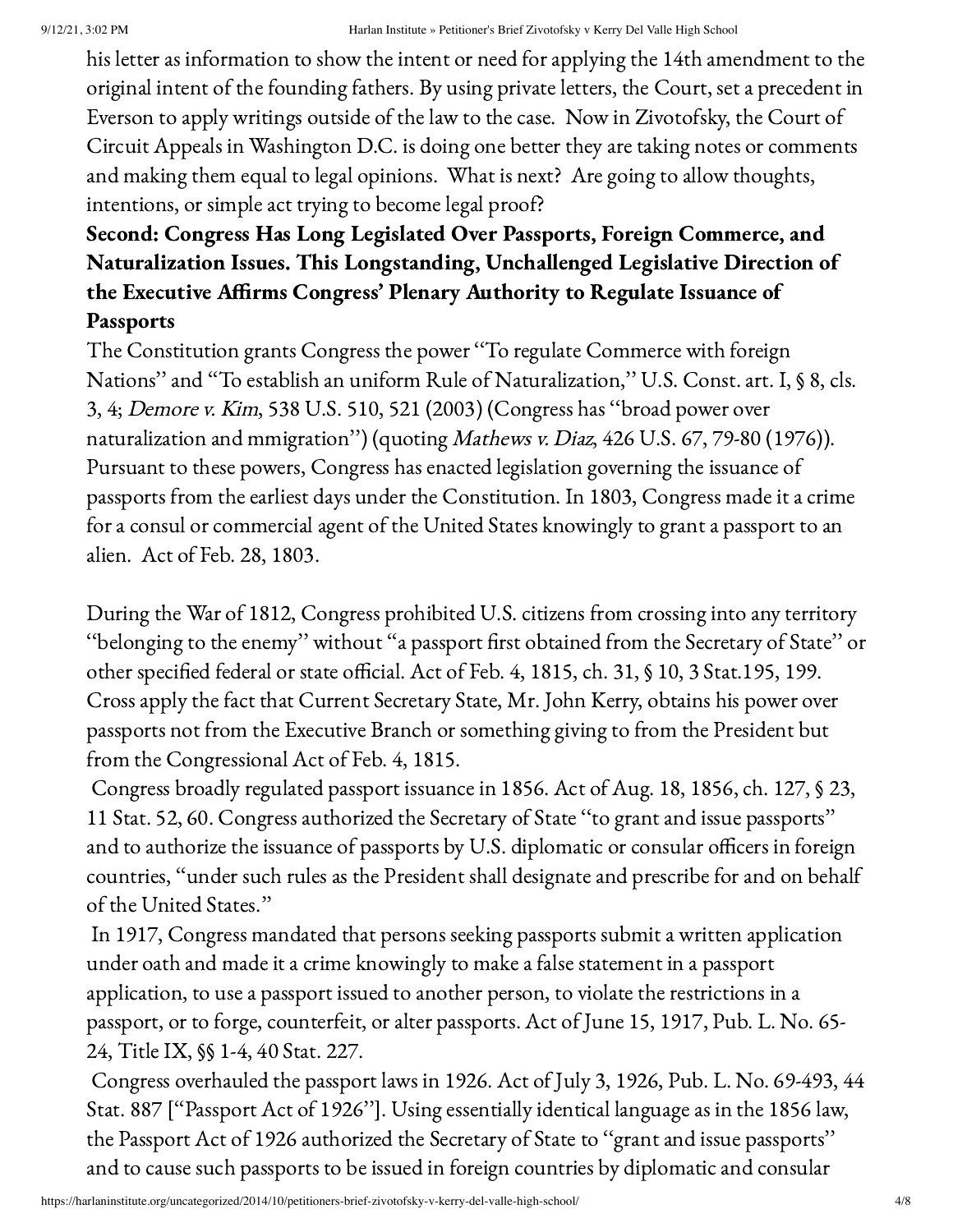his letter as information to show the intent or need for applying the 14th amendment to the original intent of the founding fathers. By using private letters, the Court, set a precedent in Everson to apply writings outside of the law to the case. Now in Zivotofsky, the Court of Circuit Appeals in Washington D.C. is doing one better they are taking notes or comments and making them equal to legal opinions. What is next? Are going to allow thoughts, intentions, or simple act trying to become legal proof?

**Second: Congress Has Long Legislated Over Passports, Foreign Commerce, and Naturalization Issues. This Longstanding, Unchallenged Legislative Direction of the Executive Affirms Congress' Plenary Authority to Regulate Issuance of Passports**

The Constitution grants Congress the power "To regulate Commerce with foreign Nations" and "To establish an uniform Rule of Naturalization," U.S. Const. art. I, § 8, cls. 3, 4; *Demore v. Kim*, 538 U.S. 510, 521 (2003) (Congress has "broad power over naturalization and mmigration") (quoting *Mathews v. Diaz*, 426 U.S. 67, 79-80 (1976)). Pursuant to these powers, Congress has enacted legislation governing the issuance of passports from the earliest days under the Constitution. In 1803, Congress made it a crime for a consul or commercial agent of the United States knowingly to grant a passport to an alien. Act of Feb. 28, 1803.

During the War of 1812, Congress prohibited U.S. citizens from crossing into any territory "belonging to the enemy" without "a passport first obtained from the Secretary of State" or other specified federal or state official. Act of Feb. 4, 1815, ch. 31, § 10, 3 Stat.195, 199. Cross apply the fact that Current Secretary State, Mr. John Kerry, obtains his power over passports not from the Executive Branch or something giving to from the President but from the Congressional Act of Feb. 4, 1815.

Congress broadly regulated passport issuance in 1856. Act of Aug. 18, 1856, ch. 127, § 23, 11 Stat. 52, 60. Congress authorized the Secretary of State "to grant and issue passports" and to authorize the issuance of passports by U.S. diplomatic or consular officers in foreign countries, "under such rules as the President shall designate and prescribe for and on behalf of the United States."

In 1917, Congress mandated that persons seeking passports submit a written application under oath and made it a crime knowingly to make a false statement in a passport application, to use a passport issued to another person, to violate the restrictions in a passport, or to forge, counterfeit, or alter passports. Act of June 15, 1917, Pub. L. No. 65-24, Title IX, §§ 1-4, 40 Stat. 227.

Congress overhauled the passport laws in 1926. Act of July 3, 1926, Pub. L. No. 69-493, 44 Stat. 887 ["Passport Act of 1926"]. Using essentially identical language as in the 1856 law, the Passport Act of 1926 authorized the Secretary of State to "grant and issue passports" and to cause such passports to be issued in foreign countries by diplomatic and consular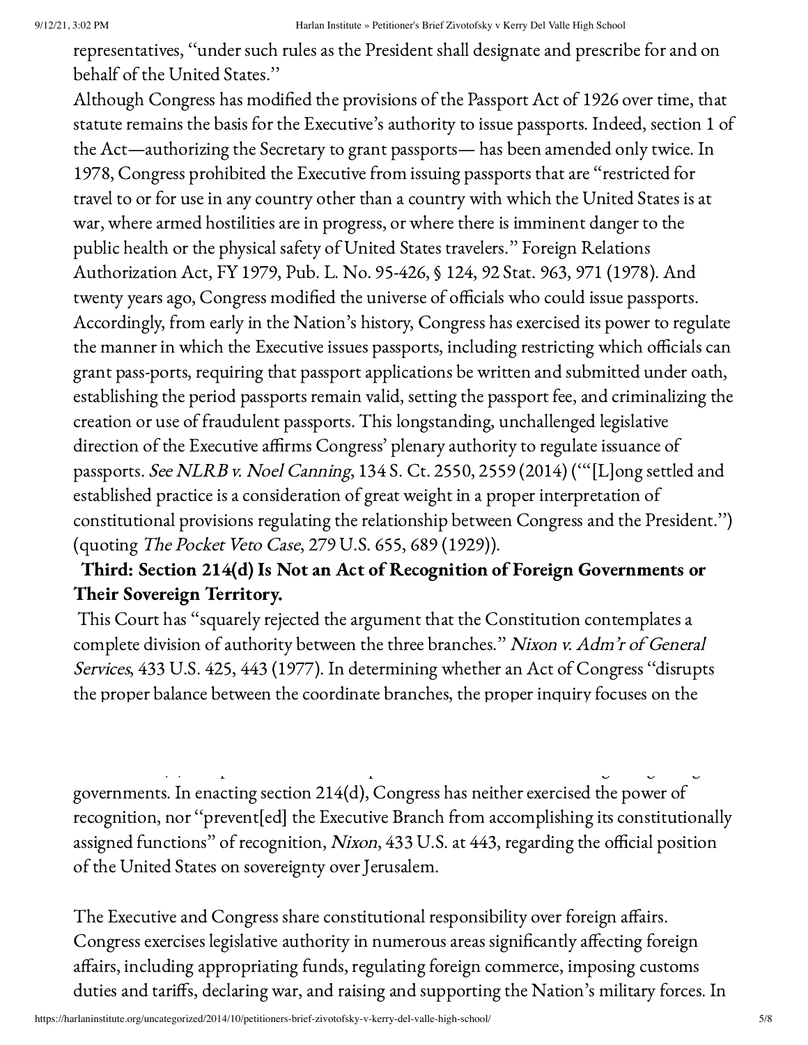representatives, "under such rules as the President shall designate and prescribe for and on behalf of the United States."

Although Congress has modified the provisions of the Passport Act of 1926 over time, that statute remains the basis for the Executive's authority to issue passports. Indeed, section 1 of the Act—authorizing the Secretary to grant passports— has been amended only twice. In 1978, Congress prohibited the Executive from issuing passports that are "restricted for travel to or for use in any country other than a country with which the United States is at war, where armed hostilities are in progress, or where there is imminent danger to the public health or the physical safety of United States travelers." Foreign Relations Authorization Act, FY 1979, Pub. L. No. 95-426, § 124, 92 Stat. 963, 971 (1978). And twenty years ago, Congress modified the universe of officials who could issue passports. Accordingly, from early in the Nation's history, Congress has exercised its power to regulate the manner in which the Executive issues passports, including restricting which officials can grant pass-ports, requiring that passport applications be written and submitted under oath, establishing the period passports remain valid, setting the passport fee, and criminalizing the creation or use of fraudulent passports. This longstanding, unchallenged legislative direction of the Executive affirms Congress' plenary authority to regulate issuance of passports. *See NLRB v. Noel Canning*, 134 S. Ct. 2550, 2559 (2014) (""[L]ong settled and established practice is a consideration of great weight in a proper interpretation of constitutional provisions regulating the relationship between Congress and the President.") (quoting *The Pocket Veto Case*, 279 U.S. 655, 689 (1929)).

**Third: Section 214(d) Is Not an Act of Recognition of Foreign Governments or Their Sovereign Territory.**

This Court has "squarely rejected the argument that the Constitution contemplates a complete division of authority between the three branches." *Nixon v. Adm'r of General Services*, 433 U.S. 425, 443 (1977). In determining whether an Act of Congress "disrupts the proper balance between the coordinate branches, the proper inquiry focuses on the

governments. In enacting section 214(d), Congress has neither exercised the power of recognition, nor "prevent[ed] the Executive Branch from accomplishing its constitutionally assigned functions" of recognition, *Nixon*, 433 U.S. at 443, regarding the official position of the United States on sovereignty over Jerusalem.

The Executive and Congress share constitutional responsibility over foreign affairs. Congress exercises legislative authority in numerous areas significantly affecting foreign affairs, including appropriating funds, regulating foreign commerce, imposing customs duties and tariffs, declaring war, and raising and supporting the Nation's military forces. In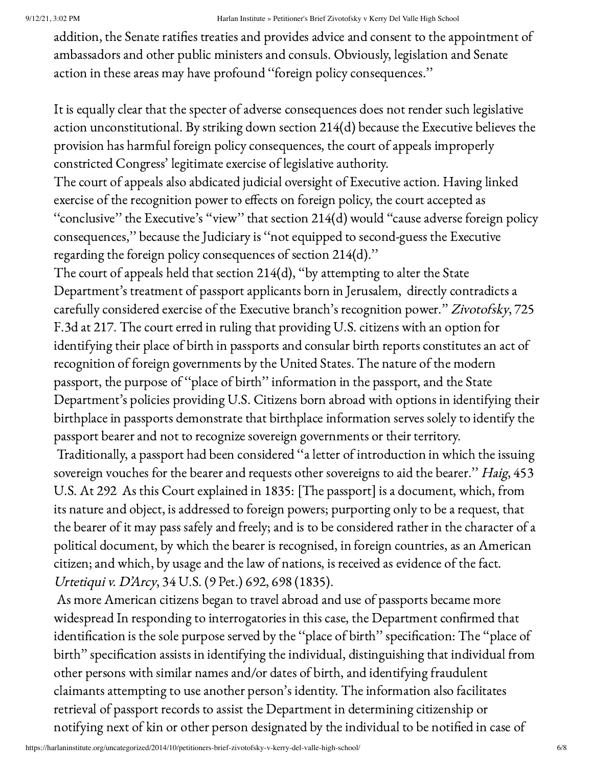addition, the Senate ratifies treaties and provides advice and consent to the appointment of ambassadors and other public ministers and consuls. Obviously, legislation and Senate action in these areas may have profound "foreign policy consequences."

It is equally clear that the specter of adverse consequences does not render such legislative action unconstitutional. By striking down section 214(d) because the Executive believes the provision has harmful foreign policy consequences, the court of appeals improperly constricted Congress' legitimate exercise of legislative authority.

The court of appeals also abdicated judicial oversight of Executive action. Having linked exercise of the recognition power to effects on foreign policy, the court accepted as "conclusive" the Executive's "view" that section 214(d) would "cause adverse foreign policy consequences," because the Judiciary is "not equipped to second-guess the Executive regarding the foreign policy consequences of section 214(d)."

The court of appeals held that section 214(d), "by attempting to alter the State Department's treatment of passport applicants born in Jerusalem, directly contradicts a carefully considered exercise of the Executive branch's recognition power." *Zivotofsky*, 725 F.3d at 217. The court erred in ruling that providing U.S. citizens with an option for identifying their place of birth in passports and consular birth reports constitutes an act of recognition of foreign governments by the United States. The nature of the modern passport, the purpose of "place of birth" information in the passport, and the State Department's policies providing U.S. Citizens born abroad with options in identifying their birthplace in passports demonstrate that birthplace information serves solely to identify the passport bearer and not to recognize sovereign governments or their territory.

Traditionally, a passport had been considered "a letter of introduction in which the issuing sovereign vouches for the bearer and requests other sovereigns to aid the bearer." *Haig*, 453 U.S. At 292 As this Court explained in 1835: [The passport] is a document, which, from its nature and object, is addressed to foreign powers; purporting only to be a request, that the bearer of it may pass safely and freely; and is to be considered rather in the character of a political document, by which the bearer is recognised, in foreign countries, as an American citizen; and which, by usage and the law of nations, is received as evidence of the fact. *Urtetiqui v. D'Arcy*, 34 U.S. (9 Pet.) 692, 698 (1835).

As more American citizens began to travel abroad and use of passports became more widespread In responding to interrogatories in this case, the Department confirmed that identification is the sole purpose served by the "place of birth" specification: The "place of birth" specification assists in identifying the individual, distinguishing that individual from other persons with similar names and/or dates of birth, and identifying fraudulent claimants attempting to use another person's identity. The information also facilitates retrieval of passport records to assist the Department in determining citizenship or notifying next of kin or other person designated by the individual to be notified in case of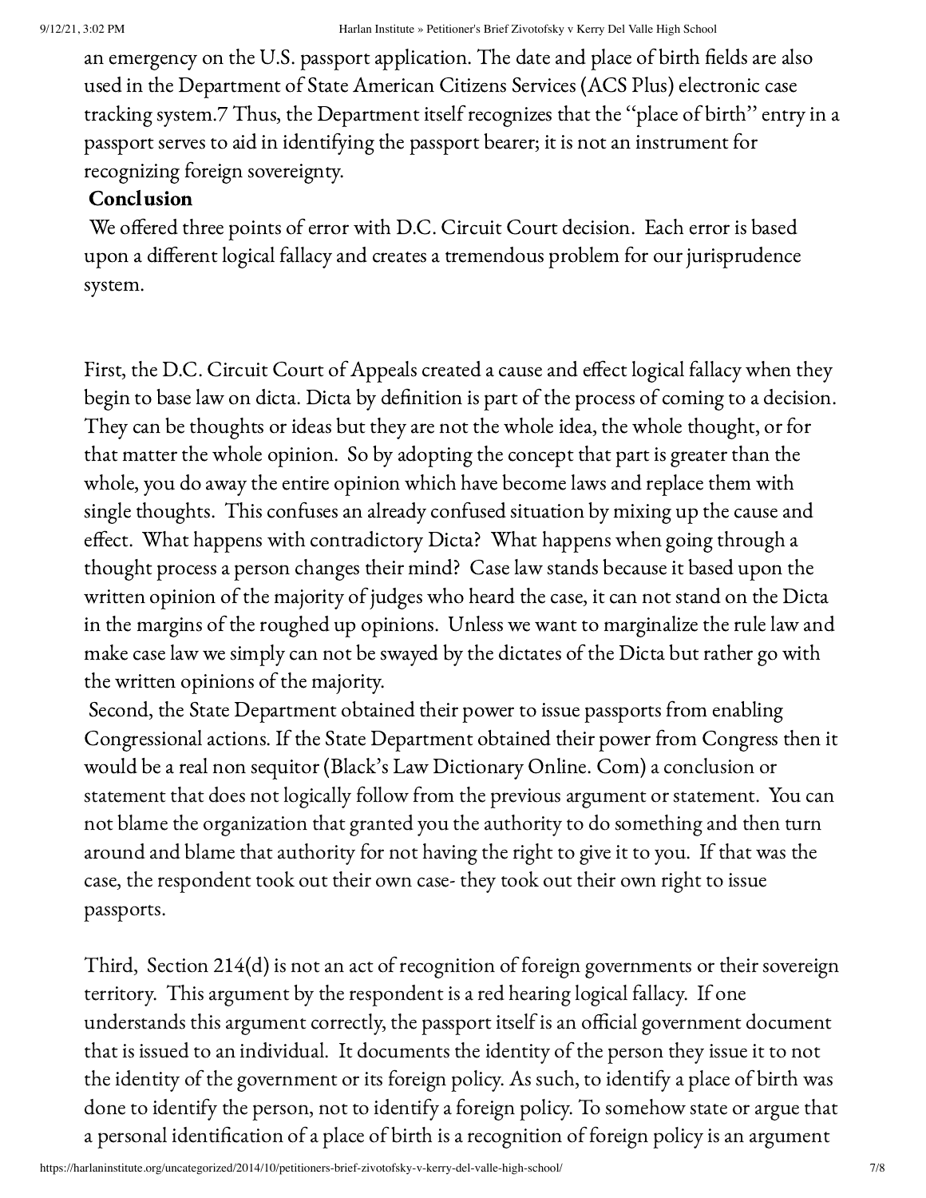an emergency on the U.S. passport application. The date and place of birth fields are also used in the Department of State American Citizens Services (ACS Plus) electronic case tracking system.7 Thus, the Department itself recognizes that the "place of birth" entry in a passport serves to aid in identifying the passport bearer; it is not an instrument for recognizing foreign sovereignty.

**Conclusion**

We offered three points of error with D.C. Circuit Court decision. Each error is based upon a different logical fallacy and creates a tremendous problem for our jurisprudence system.

First, the D.C. Circuit Court of Appeals created a cause and effect logical fallacy when they begin to base law on dicta. Dicta by definition is part of the process of coming to a decision. They can be thoughts or ideas but they are not the whole idea, the whole thought, or for that matter the whole opinion. So by adopting the concept that part is greater than the whole, you do away the entire opinion which have become laws and replace them with single thoughts. This confuses an already confused situation by mixing up the cause and effect. What happens with contradictory Dicta? What happens when going through a thought process a person changes their mind? Case law stands because it based upon the written opinion of the majority of judges who heard the case, it can not stand on the Dicta in the margins of the roughed up opinions. Unless we want to marginalize the rule law and make case law we simply can not be swayed by the dictates of the Dicta but rather go with the written opinions of the majority.

Second, the State Department obtained their power to issue passports from enabling Congressional actions. If the State Department obtained their power from Congress then it would be a real non sequitor (Black's Law Dictionary Online. Com) a conclusion or statement that does not logically follow from the previous argument or statement. You can not blame the organization that granted you the authority to do something and then turn around and blame that authority for not having the right to give it to you. If that was the case, the respondent took out their own case- they took out their own right to issue passports.

Third, Section 214(d) is not an act of recognition of foreign governments or their sovereign territory. This argument by the respondent is a red hearing logical fallacy. If one understands this argument correctly, the passport itself is an official government document that is issued to an individual. It documents the identity of the person they issue it to not the identity of the government or its foreign policy. As such, to identify a place of birth was done to identify the person, not to identify a foreign policy. To somehow state or argue that a personal identification of a place of birth is a recognition of foreign policy is an argument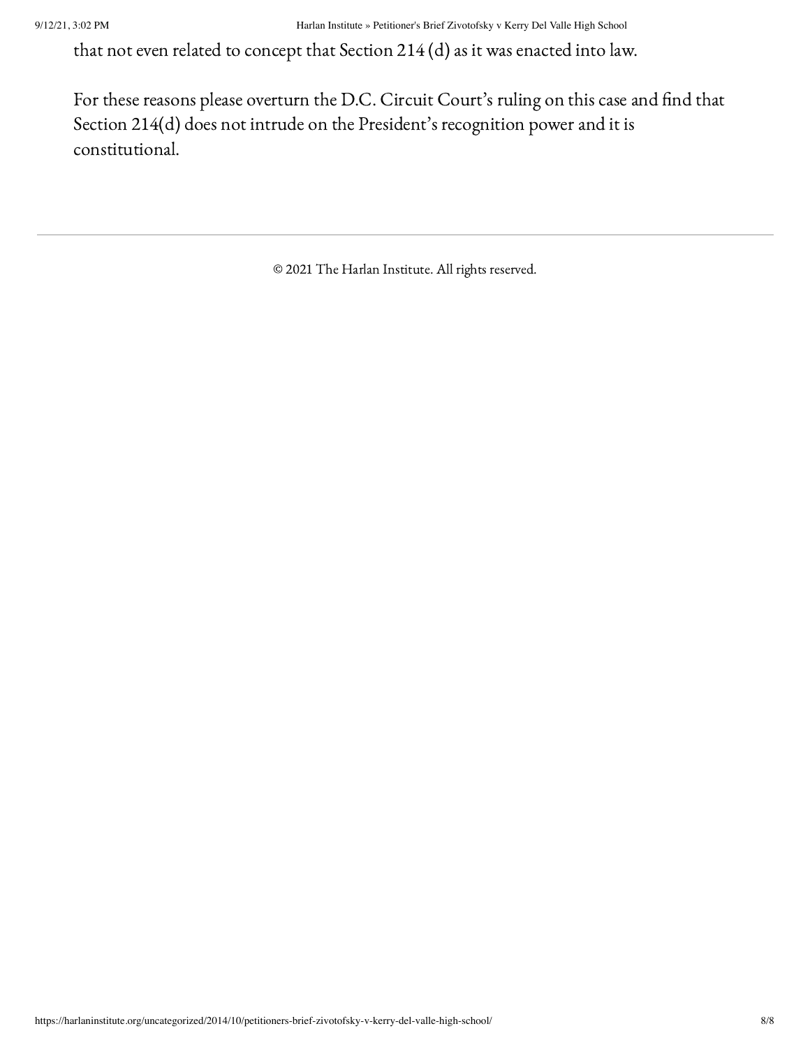that not even related to concept that Section 214 (d) as it was enacted into law.

For these reasons please overturn the D.C. Circuit Court's ruling on this case and find that Section 214(d) does not intrude on the President's recognition power and it is constitutional.

---

© 2021 The Harlan Institute. All rights reserved.